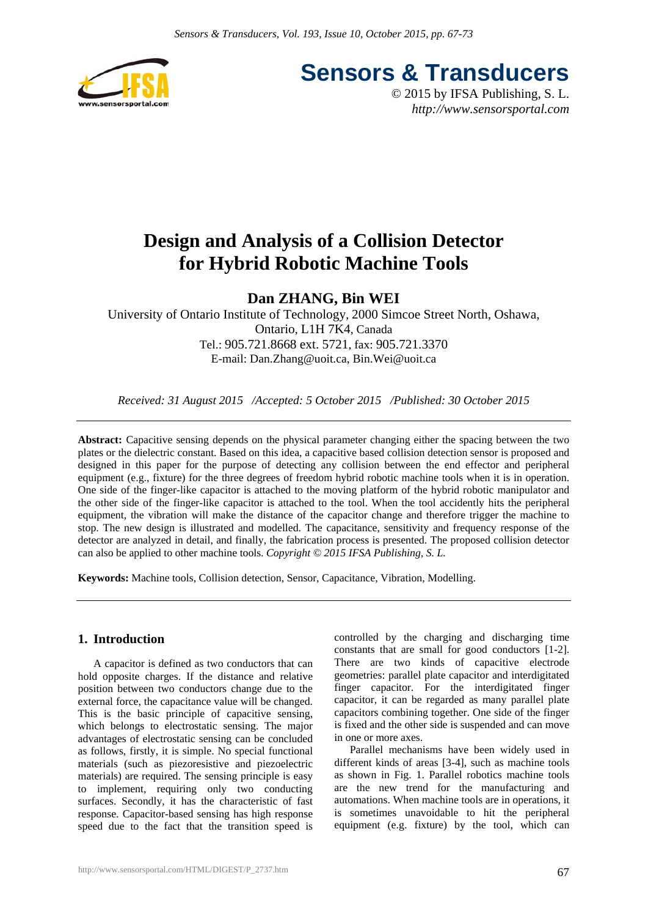Sensors & Transducers

© 2015 by IFSA Publishing, S. L.
*http://www.sensorsportal.com*

# Design and Analysis of a Collision Detector for Hybrid Robotic Machine Tools

**Dan ZHANG, Bin WEI**

University of Ontario Institute of Technology, 2000 Simcoe Street North, Oshawa, Ontario, L1H 7K4, Canada
Tel.: 905.721.8668 ext. 5721, fax: 905.721.3370
E-mail: Dan.Zhang@uoit.ca, Bin.Wei@uoit.ca

*Received: 31 August 2015 /Accepted: 5 October 2015 /Published: 30 October 2015*

**Abstract:** Capacitive sensing depends on the physical parameter changing either the spacing between the two plates or the dielectric constant. Based on this idea, a capacitive based collision detection sensor is proposed and designed in this paper for the purpose of detecting any collision between the end effector and peripheral equipment (e.g., fixture) for the three degrees of freedom hybrid robotic machine tools when it is in operation. One side of the finger-like capacitor is attached to the moving platform of the hybrid robotic manipulator and the other side of the finger-like capacitor is attached to the tool. When the tool accidently hits the peripheral equipment, the vibration will make the distance of the capacitor change and therefore trigger the machine to stop. The new design is illustrated and modelled. The capacitance, sensitivity and frequency response of the detector are analyzed in detail, and finally, the fabrication process is presented. The proposed collision detector can also be applied to other machine tools. *Copyright © 2015 IFSA Publishing, S. L.*

**Keywords:** Machine tools, Collision detection, Sensor, Capacitance, Vibration, Modelling.

## 1. Introduction

A capacitor is defined as two conductors that can hold opposite charges. If the distance and relative position between two conductors change due to the external force, the capacitance value will be changed. This is the basic principle of capacitive sensing, which belongs to electrostatic sensing. The major advantages of electrostatic sensing can be concluded as follows, firstly, it is simple. No special functional materials (such as piezoresistive and piezoelectric materials) are required. The sensing principle is easy to implement, requiring only two conducting surfaces. Secondly, it has the characteristic of fast response. Capacitor-based sensing has high response speed due to the fact that the transition speed is controlled by the charging and discharging time constants that are small for good conductors [1-2]. There are two kinds of capacitive electrode geometries: parallel plate capacitor and interdigitated finger capacitor. For the interdigitated finger capacitor, it can be regarded as many parallel plate capacitors combining together. One side of the finger is fixed and the other side is suspended and can move in one or more axes.

Parallel mechanisms have been widely used in different kinds of areas [3-4], such as machine tools as shown in Fig. 1. Parallel robotics machine tools are the new trend for the manufacturing and automations. When machine tools are in operations, it is sometimes unavoidable to hit the peripheral equipment (e.g. fixture) by the tool, which can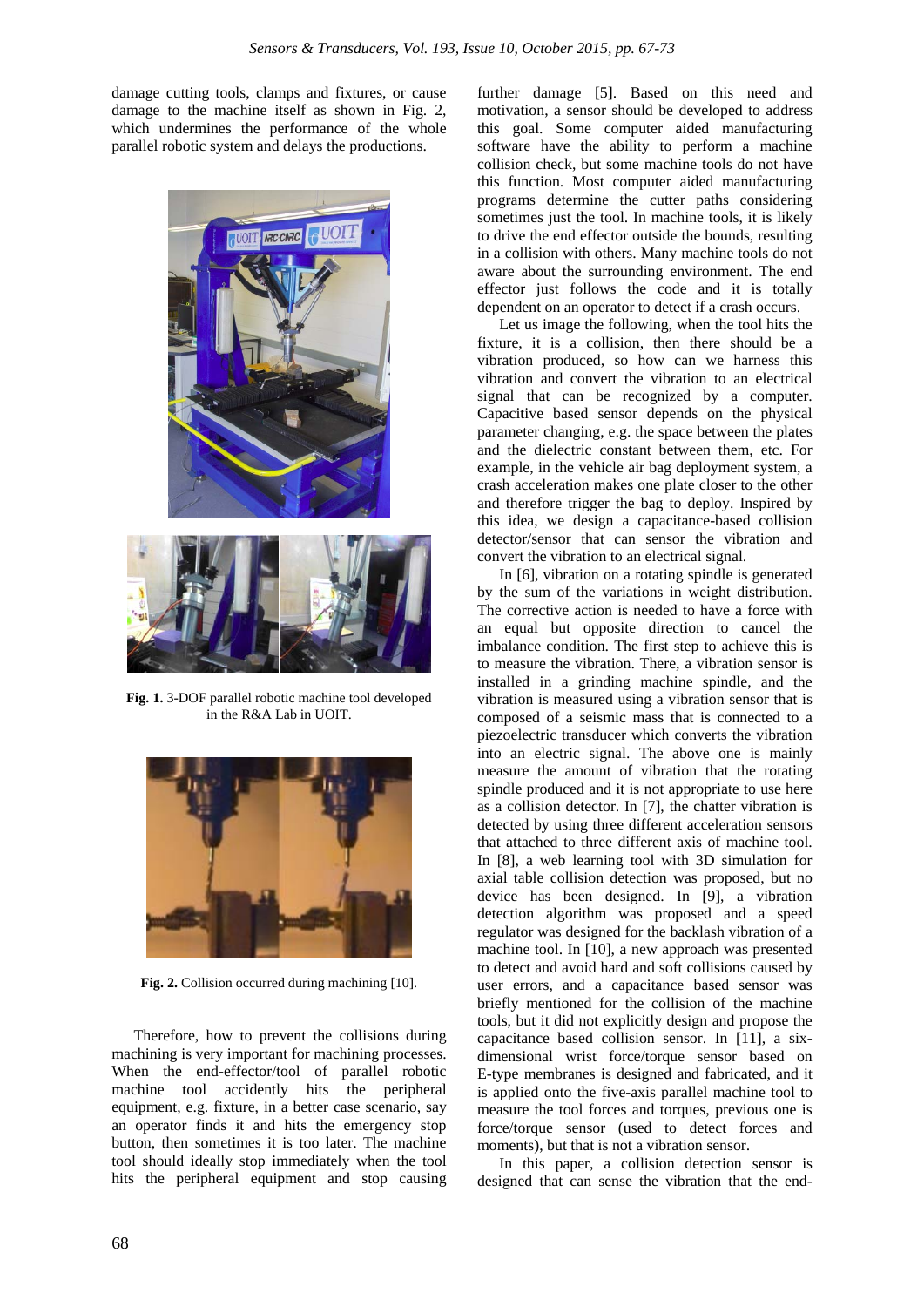damage cutting tools, clamps and fixtures, or cause damage to the machine itself as shown in Fig. 2, which undermines the performance of the whole parallel robotic system and delays the productions.

**Fig. 1.** 3-DOF parallel robotic machine tool developed in the R&A Lab in UOIT.

**Fig. 2.** Collision occurred during machining [10].

Therefore, how to prevent the collisions during machining is very important for machining processes. When the end-effector/tool of parallel robotic machine tool accidently hits the peripheral equipment, e.g. fixture, in a better case scenario, say an operator finds it and hits the emergency stop button, then sometimes it is too later. The machine tool should ideally stop immediately when the tool hits the peripheral equipment and stop causing further damage [5]. Based on this need and motivation, a sensor should be developed to address this goal. Some computer aided manufacturing software have the ability to perform a machine collision check, but some machine tools do not have this function. Most computer aided manufacturing programs determine the cutter paths considering sometimes just the tool. In machine tools, it is likely to drive the end effector outside the bounds, resulting in a collision with others. Many machine tools do not aware about the surrounding environment. The end effector just follows the code and it is totally dependent on an operator to detect if a crash occurs.

Let us image the following, when the tool hits the fixture, it is a collision, then there should be a vibration produced, so how can we harness this vibration and convert the vibration to an electrical signal that can be recognized by a computer. Capacitive based sensor depends on the physical parameter changing, e.g. the space between the plates and the dielectric constant between them, etc. For example, in the vehicle air bag deployment system, a crash acceleration makes one plate closer to the other and therefore trigger the bag to deploy. Inspired by this idea, we design a capacitance-based collision detector/sensor that can sense the vibration and convert the vibration to an electrical signal.

In [6], vibration on a rotating spindle is generated by the sum of the variations in weight distribution. The corrective action is needed to have a force with an equal but opposite direction to cancel the imbalance condition. The first step to achieve this is to measure the vibration. There, a vibration sensor is installed in a grinding machine spindle, and the vibration is measured using a vibration sensor that is composed of a seismic mass that is connected to a piezoelectric transducer which converts the vibration into an electric signal. The above one is mainly measure the amount of vibration that the rotating spindle produced and it is not appropriate to use here as a collision detector. In [7], the chatter vibration is detected by using three different acceleration sensors that attached to three different axis of machine tool. In [8], a web learning tool with 3D simulation for axial table collision detection was proposed, but no device has been designed. In [9], a vibration detection algorithm was proposed and a speed regulator was designed for the backlash vibration of a machine tool. In [10], a new approach was presented to detect and avoid hard and soft collisions caused by user errors, and a capacitance based sensor was briefly mentioned for the collision of the machine tools, but it did not explicitly design and propose the capacitance based collision sensor. In [11], a six-dimensional wrist force/torque sensor based on E-type membranes is designed and fabricated, and it is applied onto the five-axis parallel machine tool to measure the tool forces and torques, previous one is force/torque sensor (used to detect forces and moments), but that is not a vibration sensor.

In this paper, a collision detection sensor is designed that can sense the vibration that the end-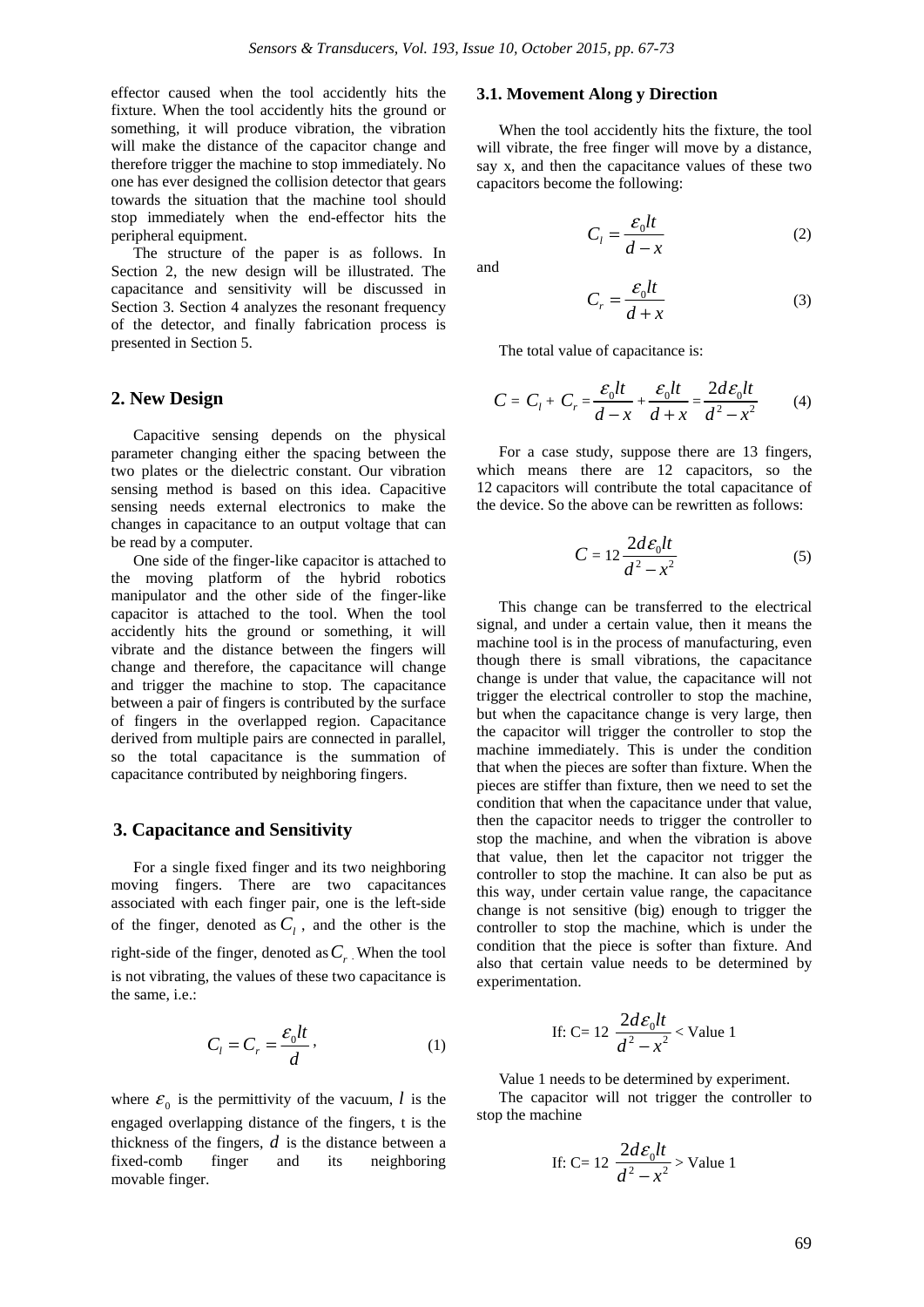effector caused when the tool accidently hits the fixture. When the tool accidently hits the ground or something, it will produce vibration, the vibration will make the distance of the capacitor change and therefore trigger the machine to stop immediately. No one has ever designed the collision detector that gears towards the situation that the machine tool should stop immediately when the end-effector hits the peripheral equipment.

The structure of the paper is as follows. In Section 2, the new design will be illustrated. The capacitance and sensitivity will be discussed in Section 3. Section 4 analyzes the resonant frequency of the detector, and finally fabrication process is presented in Section 5.

## 2. New Design

Capacitive sensing depends on the physical parameter changing either the spacing between the two plates or the dielectric constant. Our vibration sensing method is based on this idea. Capacitive sensing needs external electronics to make the changes in capacitance to an output voltage that can be read by a computer.

One side of the finger-like capacitor is attached to the moving platform of the hybrid robotics manipulator and the other side of the finger-like capacitor is attached to the tool. When the tool accidently hits the ground or something, it will vibrate and the distance between the fingers will change and therefore, the capacitance will change and trigger the machine to stop. The capacitance between a pair of fingers is contributed by the surface of fingers in the overlapped region. Capacitance derived from multiple pairs are connected in parallel, so the total capacitance is the summation of capacitance contributed by neighboring fingers.

## 3. Capacitance and Sensitivity

For a single fixed finger and its two neighboring moving fingers. There are two capacitances associated with each finger pair, one is the left-side of the finger, denoted as $C_l$ , and the other is the right-side of the finger, denoted as $C_r$. When the tool is not vibrating, the values of these two capacitance is the same, i.e.:

$$C_l = C_r = \frac{\varepsilon_0 lt}{d}, \tag{1}$$

where $\varepsilon_0$ is the permittivity of the vacuum, $l$ is the engaged overlapping distance of the fingers, t is the thickness of the fingers, $d$ is the distance between a fixed-comb finger and its neighboring movable finger.

### 3.1. Movement Along y Direction

When the tool accidently hits the fixture, the tool will vibrate, the free finger will move by a distance, say x, and then the capacitance values of these two capacitors become the following:

$$C_l = \frac{\varepsilon_0 lt}{d - x} \tag{2}$$

and

$$C_r = \frac{\varepsilon_0 lt}{d + x} \tag{3}$$

The total value of capacitance is:

$$C = C_l + C_r = \frac{\varepsilon_0 lt}{d - x} + \frac{\varepsilon_0 lt}{d + x} = \frac{2d\varepsilon_0 lt}{d^2 - x^2} \tag{4}$$

For a case study, suppose there are 13 fingers, which means there are 12 capacitors, so the 12 capacitors will contribute the total capacitance of the device. So the above can be rewritten as follows:

$$C = 12\frac{2d\varepsilon_0 lt}{d^2 - x^2} \tag{5}$$

This change can be transferred to the electrical signal, and under a certain value, then it means the machine tool is in the process of manufacturing, even though there is small vibrations, the capacitance change is under that value, the capacitance will not trigger the electrical controller to stop the machine, but when the capacitance change is very large, then the capacitor will trigger the controller to stop the machine immediately. This is under the condition that when the pieces are softer than fixture. When the pieces are stiffer than fixture, then we need to set the condition that when the capacitance under that value, then the capacitor needs to trigger the controller to stop the machine, and when the vibration is above that value, then let the capacitor not trigger the controller to stop the machine. It can also be put as this way, under certain value range, the capacitance change is not sensitive (big) enough to trigger the controller to stop the machine, which is under the condition that the piece is softer than fixture. And also that certain value needs to be determined by experimentation.

If: C= 12 $\frac{2d\varepsilon_0 lt}{d^2 - x^2}$ < Value 1

Value 1 needs to be determined by experiment.

The capacitor will not trigger the controller to stop the machine

If: C= 12 $\frac{2d\varepsilon_0 lt}{d^2 - x^2}$ > Value 1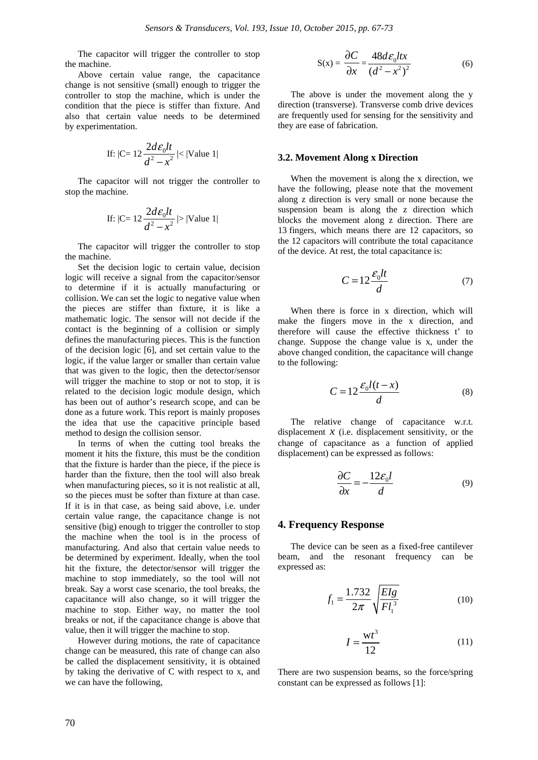The capacitor will trigger the controller to stop the machine.

Above certain value range, the capacitance change is not sensitive (small) enough to trigger the controller to stop the machine, which is under the condition that the piece is stiffer than fixture. And also that certain value needs to be determined by experimentation.

$$\text{If: } |C= 12\frac{2d\varepsilon_0 lt}{d^2 - x^2}| < |\text{Value 1}|$$

The capacitor will not trigger the controller to stop the machine.

$$\text{If: } |C= 12\frac{2d\varepsilon_0 lt}{d^2 - x^2}| > |\text{Value 1}|$$

The capacitor will trigger the controller to stop the machine.

Set the decision logic to certain value, decision logic will receive a signal from the capacitor/sensor to determine if it is actually manufacturing or collision. We can set the logic to negative value when the pieces are stiffer than fixture, it is like a mathematic logic. The sensor will not decide if the contact is the beginning of a collision or simply defines the manufacturing pieces. This is the function of the decision logic [6], and set certain value to the logic, if the value larger or smaller than certain value that was given to the logic, then the detector/sensor will trigger the machine to stop or not to stop, it is related to the decision logic module design, which has been out of author's research scope, and can be done as a future work. This report is mainly proposes the idea that use the capacitive principle based method to design the collision sensor.

In terms of when the cutting tool breaks the moment it hits the fixture, this must be the condition that the fixture is harder than the piece, if the piece is harder than the fixture, then the tool will also break when manufacturing pieces, so it is not realistic at all, so the pieces must be softer than fixture at than case. If it is in that case, as being said above, i.e. under certain value range, the capacitance change is not sensitive (big) enough to trigger the controller to stop the machine when the tool is in the process of manufacturing. And also that certain value needs to be determined by experiment. Ideally, when the tool hit the fixture, the detector/sensor will trigger the machine to stop immediately, so the tool will not break. Say a worst case scenario, the tool breaks, the capacitance will also change, so it will trigger the machine to stop. Either way, no matter the tool breaks or not, if the capacitance change is above that value, then it will trigger the machine to stop.

However during motions, the rate of capacitance change can be measured, this rate of change can also be called the displacement sensitivity, it is obtained by taking the derivative of C with respect to x, and we can have the following,

$$S(x) = \frac{\partial C}{\partial x} = \frac{48d\varepsilon_0 ltx}{(d^2 - x^2)^2} \quad (6)$$

The above is under the movement along the y direction (transverse). Transverse comb drive devices are frequently used for sensing for the sensitivity and they are ease of fabrication.

### 3.2. Movement Along x Direction

When the movement is along the x direction, we have the following, please note that the movement along z direction is very small or none because the suspension beam is along the z direction which blocks the movement along z direction. There are 13 fingers, which means there are 12 capacitors, so the 12 capacitors will contribute the total capacitance of the device. At rest, the total capacitance is:

$$C = 12\frac{\varepsilon_0 lt}{d} \quad (7)$$

When there is force in x direction, which will make the fingers move in the x direction, and therefore will cause the effective thickness t' to change. Suppose the change value is x, under the above changed condition, the capacitance will change to the following:

$$C = 12\frac{\varepsilon_0 l(t-x)}{d} \quad (8)$$

The relative change of capacitance w.r.t. displacement $x$ (i.e. displacement sensitivity, or the change of capacitance as a function of applied displacement) can be expressed as follows:

$$\frac{\partial C}{\partial x} = -\frac{12\varepsilon_0 l}{d} \quad (9)$$

## 4. Frequency Response

The device can be seen as a fixed-free cantilever beam, and the resonant frequency can be expressed as:

$$f_1 = \frac{1.732}{2\pi}\sqrt{\frac{EIg}{Fl_1^3}} \quad (10)$$

$$I = \frac{wt^3}{12} \quad (11)$$

There are two suspension beams, so the force/spring constant can be expressed as follows [1]: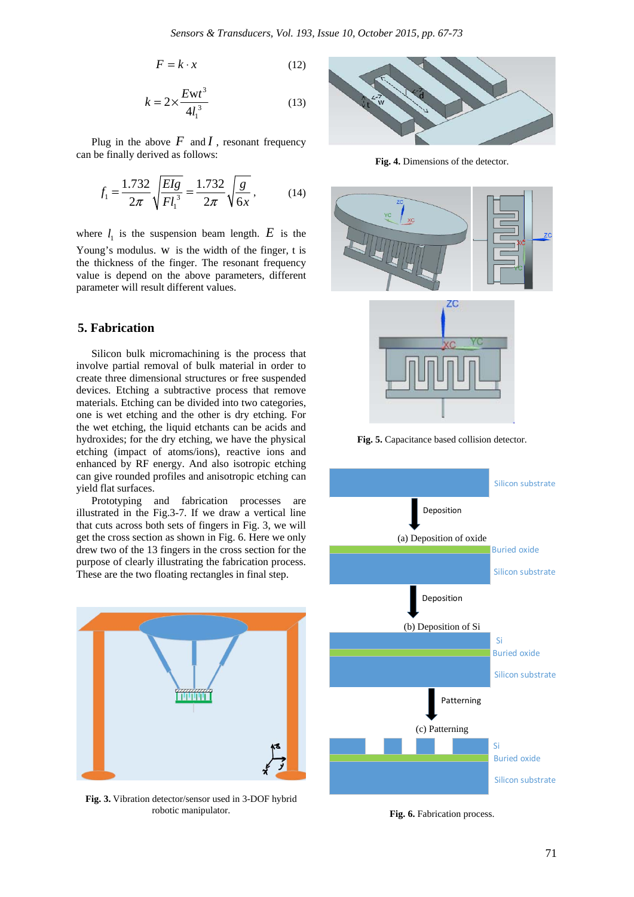$$F = k \cdot x \tag{12}$$

$$k = 2 \times \frac{Ewt^3}{4l_1^3} \tag{13}$$

Plug in the above $F$ and $I$, resonant frequency can be finally derived as follows:

$$f_1 = \frac{1.732}{2\pi}\sqrt{\frac{EIg}{Fl_1^3}} = \frac{1.732}{2\pi}\sqrt{\frac{g}{6x}}, \tag{14}$$

where $l_1$ is the suspension beam length. $E$ is the Young's modulus. w is the width of the finger, t is the thickness of the finger. The resonant frequency value is depend on the above parameters, different parameter will result different values.

## 5. Fabrication

Silicon bulk micromachining is the process that involve partial removal of bulk material in order to create three dimensional structures or free suspended devices. Etching a subtractive process that remove materials. Etching can be divided into two categories, one is wet etching and the other is dry etching. For the wet etching, the liquid etchants can be acids and hydroxides; for the dry etching, we have the physical etching (impact of atoms/ions), reactive ions and enhanced by RF energy. And also isotropic etching can give rounded profiles and anisotropic etching can yield flat surfaces.

Prototyping and fabrication processes are illustrated in the Fig.3-7. If we draw a vertical line that cuts across both sets of fingers in Fig. 3, we will get the cross section as shown in Fig. 6. Here we only drew two of the 13 fingers in the cross section for the purpose of clearly illustrating the fabrication process. These are the two floating rectangles in final step.

**Fig. 3.** Vibration detector/sensor used in 3-DOF hybrid robotic manipulator.

**Fig. 4.** Dimensions of the detector.

**Fig. 5.** Capacitance based collision detector.

**Fig. 6.** Fabrication process.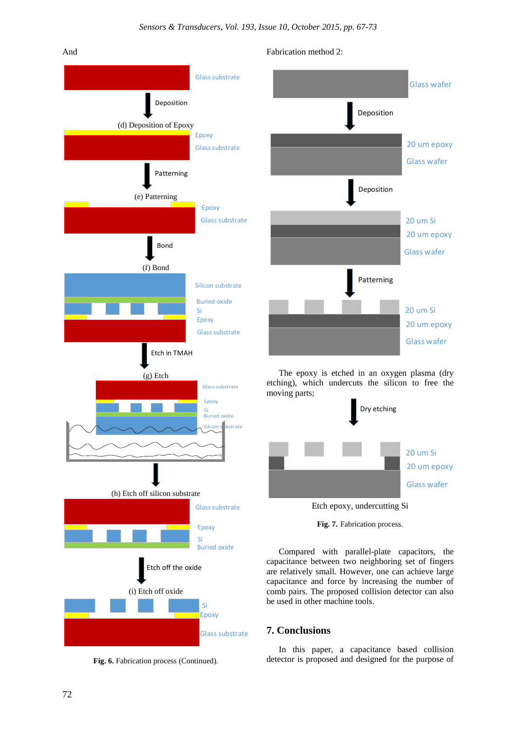And

(d) Deposition of Epoxy

(e) Patterning

(f) Bond

(g) Etch

(h) Etch off silicon substrate

(i) Etch off oxide

**Fig. 6.** Fabrication process (Continued).

Fabrication method 2:

The epoxy is etched in an oxygen plasma (dry etching), which undercuts the silicon to free the moving parts;

Etch epoxy, undercutting Si

**Fig. 7.** Fabrication process.

Compared with parallel-plate capacitors, the capacitance between two neighboring set of fingers are relatively small. However, one can achieve large capacitance and force by increasing the number of comb pairs. The proposed collision detector can also be used in other machine tools.

## 7. Conclusions

In this paper, a capacitance based collision detector is proposed and designed for the purpose of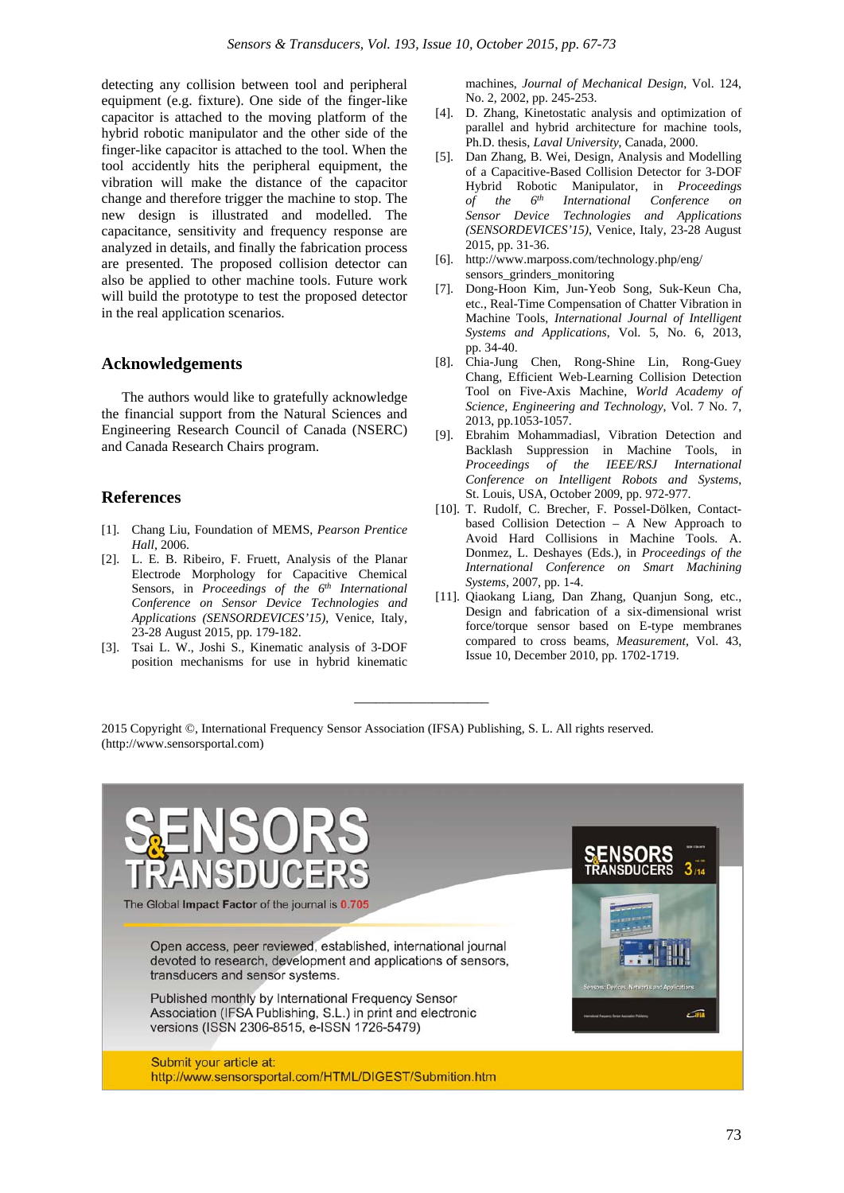detecting any collision between tool and peripheral equipment (e.g. fixture). One side of the finger-like capacitor is attached to the moving platform of the hybrid robotic manipulator and the other side of the finger-like capacitor is attached to the tool. When the tool accidently hits the peripheral equipment, the vibration will make the distance of the capacitor change and therefore trigger the machine to stop. The new design is illustrated and modelled. The capacitance, sensitivity and frequency response are analyzed in details, and finally the fabrication process are presented. The proposed collision detector can also be applied to other machine tools. Future work will build the prototype to test the proposed detector in the real application scenarios.

## Acknowledgements

The authors would like to gratefully acknowledge the financial support from the Natural Sciences and Engineering Research Council of Canada (NSERC) and Canada Research Chairs program.

## References

[1]. Chang Liu, Foundation of MEMS, *Pearson Prentice Hall*, 2006.

[2]. L. E. B. Ribeiro, F. Fruett, Analysis of the Planar Electrode Morphology for Capacitive Chemical Sensors, in *Proceedings of the 6th International Conference on Sensor Device Technologies and Applications (SENSORDEVICES'15)*, Venice, Italy, 23-28 August 2015, pp. 179-182.

[3]. Tsai L. W., Joshi S., Kinematic analysis of 3-DOF position mechanisms for use in hybrid kinematic machines, *Journal of Mechanical Design*, Vol. 124, No. 2, 2002, pp. 245-253.

[4]. D. Zhang, Kinetostatic analysis and optimization of parallel and hybrid architecture for machine tools, Ph.D. thesis, *Laval University*, Canada, 2000.

[5]. Dan Zhang, B. Wei, Design, Analysis and Modelling of a Capacitive-Based Collision Detector for 3-DOF Hybrid Robotic Manipulator, in *Proceedings of the 6th International Conference on Sensor Device Technologies and Applications (SENSORDEVICES'15)*, Venice, Italy, 23-28 August 2015, pp. 31-36.

[6]. http://www.marposs.com/technology.php/eng/sensors_grinders_monitoring

[7]. Dong-Hoon Kim, Jun-Yeob Song, Suk-Keun Cha, etc., Real-Time Compensation of Chatter Vibration in Machine Tools, *International Journal of Intelligent Systems and Applications*, Vol. 5, No. 6, 2013, pp. 34-40.

[8]. Chia-Jung Chen, Rong-Shine Lin, Rong-Guey Chang, Efficient Web-Learning Collision Detection Tool on Five-Axis Machine, *World Academy of Science, Engineering and Technology*, Vol. 7 No. 7, 2013, pp.1053-1057.

[9]. Ebrahim Mohammadiasl, Vibration Detection and Backlash Suppression in Machine Tools, in *Proceedings of the IEEE/RSJ International Conference on Intelligent Robots and Systems*, St. Louis, USA, October 2009, pp. 972-977.

[10]. T. Rudolf, C. Brecher, F. Possel-Dölken, Contact-based Collision Detection – A New Approach to Avoid Hard Collisions in Machine Tools. A. Donmez, L. Deshayes (Eds.), in *Proceedings of the International Conference on Smart Machining Systems*, 2007, pp. 1-4.

[11]. Qiaokang Liang, Dan Zhang, Quanjun Song, etc., Design and fabrication of a six-dimensional wrist force/torque sensor based on E-type membranes compared to cross beams, *Measurement*, Vol. 43, Issue 10, December 2010, pp. 1702-1719.

---

2015 Copyright ©, International Frequency Sensor Association (IFSA) Publishing, S. L. All rights reserved. (http://www.sensorsportal.com)

SENSORS & TRANSDUCERS

The Global **Impact Factor** of the journal is 0.705

Open access, peer reviewed, established, international journal devoted to research, development and applications of sensors, transducers and sensor systems.

Published monthly by International Frequency Sensor Association (IFSA Publishing, S.L.) in print and electronic versions (ISSN 2306-8515, e-ISSN 1726-5479)

Submit your article at:
http://www.sensorsportal.com/HTML/DIGEST/Submition.htm